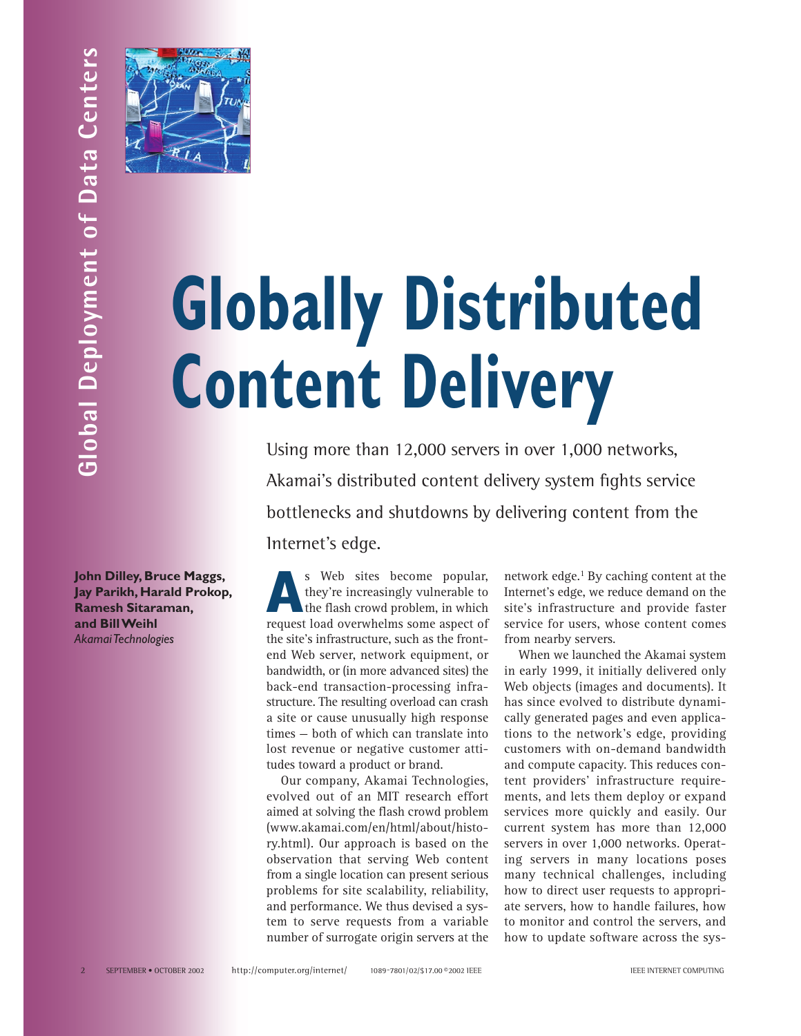# Globally Distributed Content Delivery

Using more than 12,000 servers in over 1,000 networks, Akamai's distributed content delivery system fights service bottlenecks and shutdowns by delivering content from the Internet's edge.

**John Dilley, Bruce Maggs, Jay Parikh, Harald Prokop, Ramesh Sitaraman, and Bill Weihl**
*Akamai Technologies*

As Web sites become popular, they're increasingly vulnerable to the flash crowd problem, in which request load overwhelms some aspect of the site's infrastructure, such as the front-end Web server, network equipment, or bandwidth, or (in more advanced sites) the back-end transaction-processing infrastructure. The resulting overload can crash a site or cause unusually high response times — both of which can translate into lost revenue or negative customer attitudes toward a product or brand.

Our company, Akamai Technologies, evolved out of an MIT research effort aimed at solving the flash crowd problem (www.akamai.com/en/html/about/history.html). Our approach is based on the observation that serving Web content from a single location can present serious problems for site scalability, reliability, and performance. We thus devised a system to serve requests from a variable number of surrogate origin servers at the network edge.[1] By caching content at the Internet's edge, we reduce demand on the site's infrastructure and provide faster service for users, whose content comes from nearby servers.

When we launched the Akamai system in early 1999, it initially delivered only Web objects (images and documents). It has since evolved to distribute dynamically generated pages and even applications to the network's edge, providing customers with on-demand bandwidth and compute capacity. This reduces content providers' infrastructure requirements, and lets them deploy or expand services more quickly and easily. Our current system has more than 12,000 servers in over 1,000 networks. Operating servers in many locations poses many technical challenges, including how to direct user requests to appropriate servers, how to handle failures, how to monitor and control the servers, and how to update software across the sys-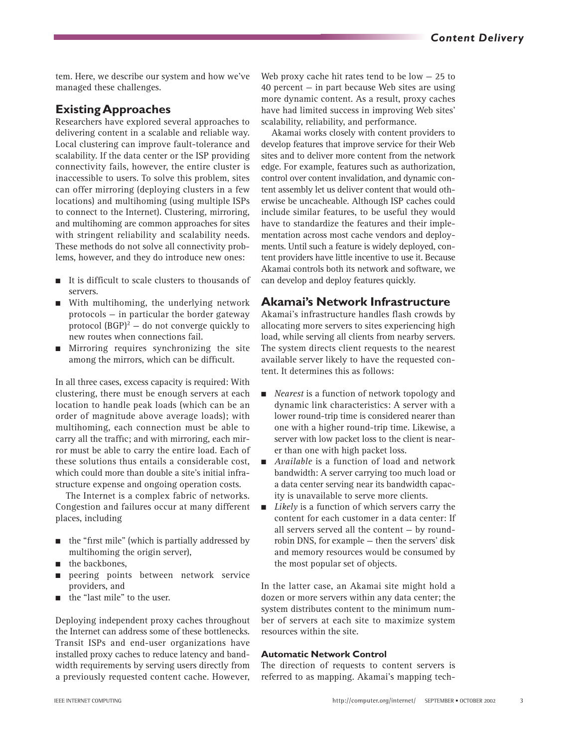tem. Here, we describe our system and how we've managed these challenges.

## Existing Approaches

Researchers have explored several approaches to delivering content in a scalable and reliable way. Local clustering can improve fault-tolerance and scalability. If the data center or the ISP providing connectivity fails, however, the entire cluster is inaccessible to users. To solve this problem, sites can offer mirroring (deploying clusters in a few locations) and multihoming (using multiple ISPs to connect to the Internet). Clustering, mirroring, and multihoming are common approaches for sites with stringent reliability and scalability needs. These methods do not solve all connectivity problems, however, and they do introduce new ones:

- It is difficult to scale clusters to thousands of servers.
- With multihoming, the underlying network protocols — in particular the border gateway protocol (BGP)[2] — do not converge quickly to new routes when connections fail.
- Mirroring requires synchronizing the site among the mirrors, which can be difficult.

In all three cases, excess capacity is required: With clustering, there must be enough servers at each location to handle peak loads (which can be an order of magnitude above average loads); with multihoming, each connection must be able to carry all the traffic; and with mirroring, each mirror must be able to carry the entire load. Each of these solutions thus entails a considerable cost, which could more than double a site's initial infrastructure expense and ongoing operation costs.

The Internet is a complex fabric of networks. Congestion and failures occur at many different places, including

- the "first mile" (which is partially addressed by multihoming the origin server),
- the backbones,
- peering points between network service providers, and
- the "last mile" to the user.

Deploying independent proxy caches throughout the Internet can address some of these bottlenecks. Transit ISPs and end-user organizations have installed proxy caches to reduce latency and bandwidth requirements by serving users directly from a previously requested content cache. However, Web proxy cache hit rates tend to be low — 25 to 40 percent — in part because Web sites are using more dynamic content. As a result, proxy caches have had limited success in improving Web sites' scalability, reliability, and performance.

Akamai works closely with content providers to develop features that improve service for their Web sites and to deliver more content from the network edge. For example, features such as authorization, control over content invalidation, and dynamic content assembly let us deliver content that would otherwise be uncacheable. Although ISP caches could include similar features, to be useful they would have to standardize the features and their implementation across most cache vendors and deployments. Until such a feature is widely deployed, content providers have little incentive to use it. Because Akamai controls both its network and software, we can develop and deploy features quickly.

## Akamai's Network Infrastructure

Akamai's infrastructure handles flash crowds by allocating more servers to sites experiencing high load, while serving all clients from nearby servers. The system directs client requests to the nearest available server likely to have the requested content. It determines this as follows:

- *Nearest* is a function of network topology and dynamic link characteristics: A server with a lower round-trip time is considered nearer than one with a higher round-trip time. Likewise, a server with low packet loss to the client is nearer than one with high packet loss.
- *Available* is a function of load and network bandwidth: A server carrying too much load or a data center serving near its bandwidth capacity is unavailable to serve more clients.
- *Likely* is a function of which servers carry the content for each customer in a data center: If all servers served all the content — by round-robin DNS, for example — then the servers' disk and memory resources would be consumed by the most popular set of objects.

In the latter case, an Akamai site might hold a dozen or more servers within any data center; the system distributes content to the minimum number of servers at each site to maximize system resources within the site.

### Automatic Network Control

The direction of requests to content servers is referred to as mapping. Akamai's mapping tech-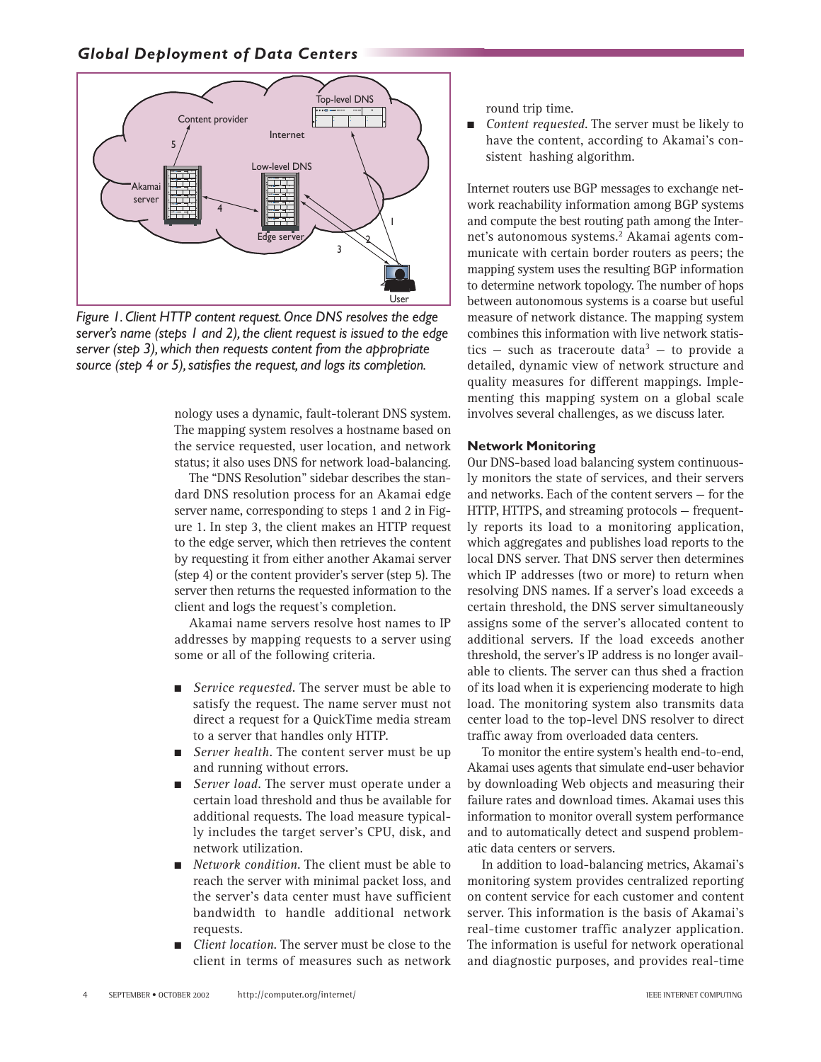Content provider

Top-level DNS

Internet

5

Low-level DNS

Akamai server

4

Edge server

1

2

3

User

*Figure 1. Client HTTP content request. Once DNS resolves the edge server's name (steps 1 and 2), the client request is issued to the edge server (step 3), which then requests content from the appropriate source (step 4 or 5), satisfies the request, and logs its completion.*

nology uses a dynamic, fault-tolerant DNS system. The mapping system resolves a hostname based on the service requested, user location, and network status; it also uses DNS for network load-balancing.

The "DNS Resolution" sidebar describes the standard DNS resolution process for an Akamai edge server name, corresponding to steps 1 and 2 in Figure 1. In step 3, the client makes an HTTP request to the edge server, which then retrieves the content by requesting it from either another Akamai server (step 4) or the content provider's server (step 5). The server then returns the requested information to the client and logs the request's completion.

Akamai name servers resolve host names to IP addresses by mapping requests to a server using some or all of the following criteria.

- *Service requested*. The server must be able to satisfy the request. The name server must not direct a request for a QuickTime media stream to a server that handles only HTTP.
- *Server health*. The content server must be up and running without errors.
- *Server load*. The server must operate under a certain load threshold and thus be available for additional requests. The load measure typically includes the target server's CPU, disk, and network utilization.
- *Network condition*. The client must be able to reach the server with minimal packet loss, and the server's data center must have sufficient bandwidth to handle additional network requests.
- *Client location*. The server must be close to the client in terms of measures such as network round trip time.
- *Content requested*. The server must be likely to have the content, according to Akamai's consistent hashing algorithm.

Internet routers use BGP messages to exchange network reachability information among BGP systems and compute the best routing path among the Internet's autonomous systems.[2] Akamai agents communicate with certain border routers as peers; the mapping system uses the resulting BGP information to determine network topology. The number of hops between autonomous systems is a coarse but useful measure of network distance. The mapping system combines this information with live network statistics — such as traceroute data[3] — to provide a detailed, dynamic view of network structure and quality measures for different mappings. Implementing this mapping system on a global scale involves several challenges, as we discuss later.

### Network Monitoring

Our DNS-based load balancing system continuously monitors the state of services, and their servers and networks. Each of the content servers — for the HTTP, HTTPS, and streaming protocols — frequently reports its load to a monitoring application, which aggregates and publishes load reports to the local DNS server. That DNS server then determines which IP addresses (two or more) to return when resolving DNS names. If a server's load exceeds a certain threshold, the DNS server simultaneously assigns some of the server's allocated content to additional servers. If the load exceeds another threshold, the server's IP address is no longer available to clients. The server can thus shed a fraction of its load when it is experiencing moderate to high load. The monitoring system also transmits data center load to the top-level DNS resolver to direct traffic away from overloaded data centers.

To monitor the entire system's health end-to-end, Akamai uses agents that simulate end-user behavior by downloading Web objects and measuring their failure rates and download times. Akamai uses this information to monitor overall system performance and to automatically detect and suspend problematic data centers or servers.

In addition to load-balancing metrics, Akamai's monitoring system provides centralized reporting on content service for each customer and content server. This information is the basis of Akamai's real-time customer traffic analyzer application. The information is useful for network operational and diagnostic purposes, and provides real-time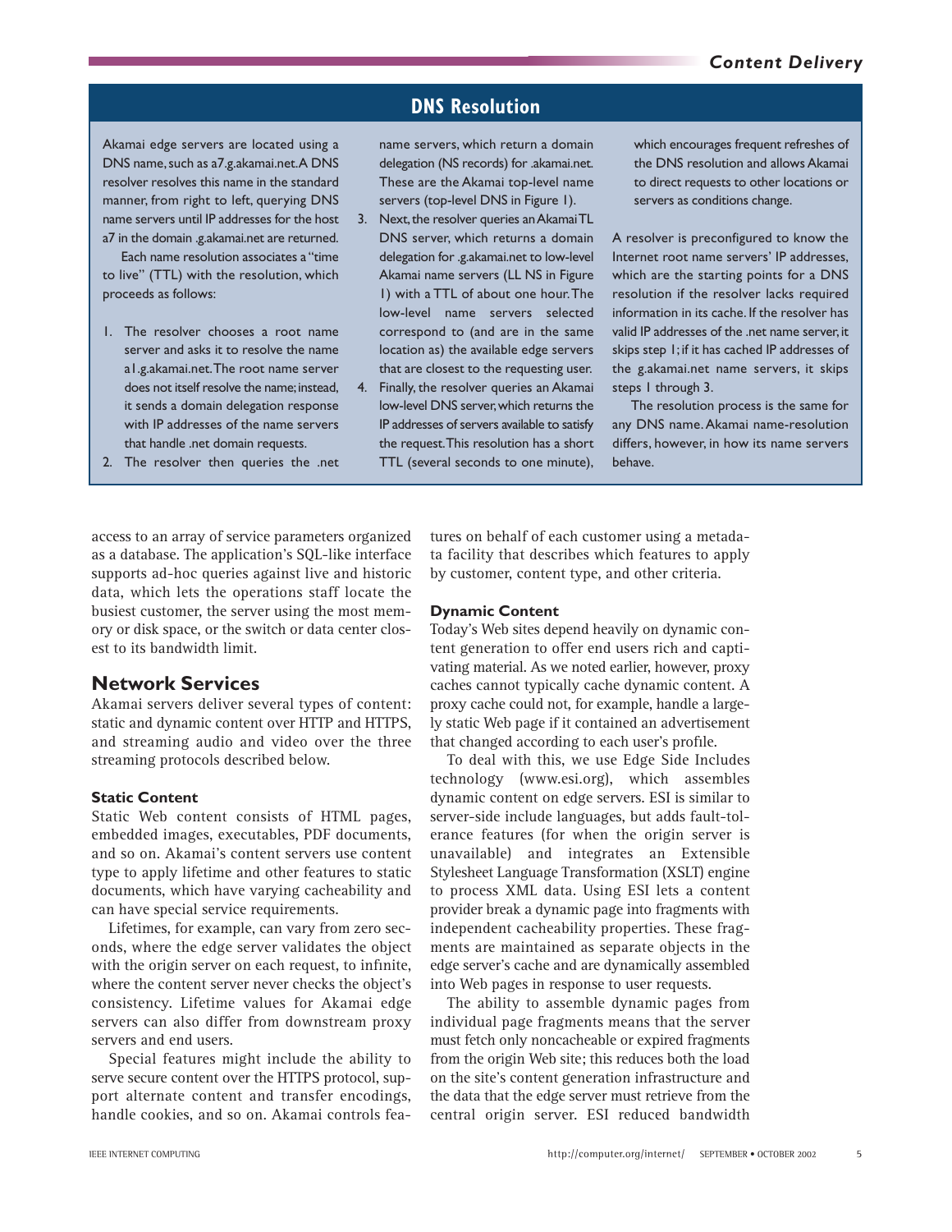## DNS Resolution

Akamai edge servers are located using a DNS name, such as a7.g.akamai.net. A DNS resolver resolves this name in the standard manner, from right to left, querying DNS name servers until IP addresses for the host a7 in the domain .g.akamai.net are returned.

Each name resolution associates a "time to live" (TTL) with the resolution, which proceeds as follows:

1. The resolver chooses a root name server and asks it to resolve the name a1.g.akamai.net. The root name server does not itself resolve the name; instead, it sends a domain delegation response with IP addresses of the name servers that handle .net domain requests.
2. The resolver then queries the .net name servers, which return a domain delegation (NS records) for .akamai.net. These are the Akamai top-level name servers (top-level DNS in Figure 1).
3. Next, the resolver queries an Akamai TL DNS server, which returns a domain delegation for .g.akamai.net to low-level Akamai name servers (LL NS in Figure 1) with a TTL of about one hour. The low-level name servers selected correspond to (and are in the same location as) the available edge servers that are closest to the requesting user.
4. Finally, the resolver queries an Akamai low-level DNS server, which returns the IP addresses of servers available to satisfy the request. This resolution has a short TTL (several seconds to one minute), which encourages frequent refreshes of the DNS resolution and allows Akamai to direct requests to other locations or servers as conditions change.

A resolver is preconfigured to know the Internet root name servers' IP addresses, which are the starting points for a DNS resolution if the resolver lacks required information in its cache. If the resolver has valid IP addresses of the .net name server, it skips step 1; if it has cached IP addresses of the g.akamai.net name servers, it skips steps 1 through 3.

The resolution process is the same for any DNS name. Akamai name-resolution differs, however, in how its name servers behave.

---

access to an array of service parameters organized as a database. The application's SQL-like interface supports ad-hoc queries against live and historic data, which lets the operations staff locate the busiest customer, the server using the most memory or disk space, or the switch or data center closest to its bandwidth limit.

## Network Services

Akamai servers deliver several types of content: static and dynamic content over HTTP and HTTPS, and streaming audio and video over the three streaming protocols described below.

### Static Content

Static Web content consists of HTML pages, embedded images, executables, PDF documents, and so on. Akamai's content servers use content type to apply lifetime and other features to static documents, which have varying cacheability and can have special service requirements.

Lifetimes, for example, can vary from zero seconds, where the edge server validates the object with the origin server on each request, to infinite, where the content server never checks the object's consistency. Lifetime values for Akamai edge servers can also differ from downstream proxy servers and end users.

Special features might include the ability to serve secure content over the HTTPS protocol, support alternate content and transfer encodings, handle cookies, and so on. Akamai controls features on behalf of each customer using a metadata facility that describes which features to apply by customer, content type, and other criteria.

### Dynamic Content

Today's Web sites depend heavily on dynamic content generation to offer end users rich and captivating material. As we noted earlier, however, proxy caches cannot typically cache dynamic content. A proxy cache could not, for example, handle a largely static Web page if it contained an advertisement that changed according to each user's profile.

To deal with this, we use Edge Side Includes technology (www.esi.org), which assembles dynamic content on edge servers. ESI is similar to server-side include languages, but adds fault-tolerance features (for when the origin server is unavailable) and integrates an Extensible Stylesheet Language Transformation (XSLT) engine to process XML data. Using ESI lets a content provider break a dynamic page into fragments with independent cacheability properties. These fragments are maintained as separate objects in the edge server's cache and are dynamically assembled into Web pages in response to user requests.

The ability to assemble dynamic pages from individual page fragments means that the server must fetch only noncacheable or expired fragments from the origin Web site; this reduces both the load on the site's content generation infrastructure and the data that the edge server must retrieve from the central origin server. ESI reduced bandwidth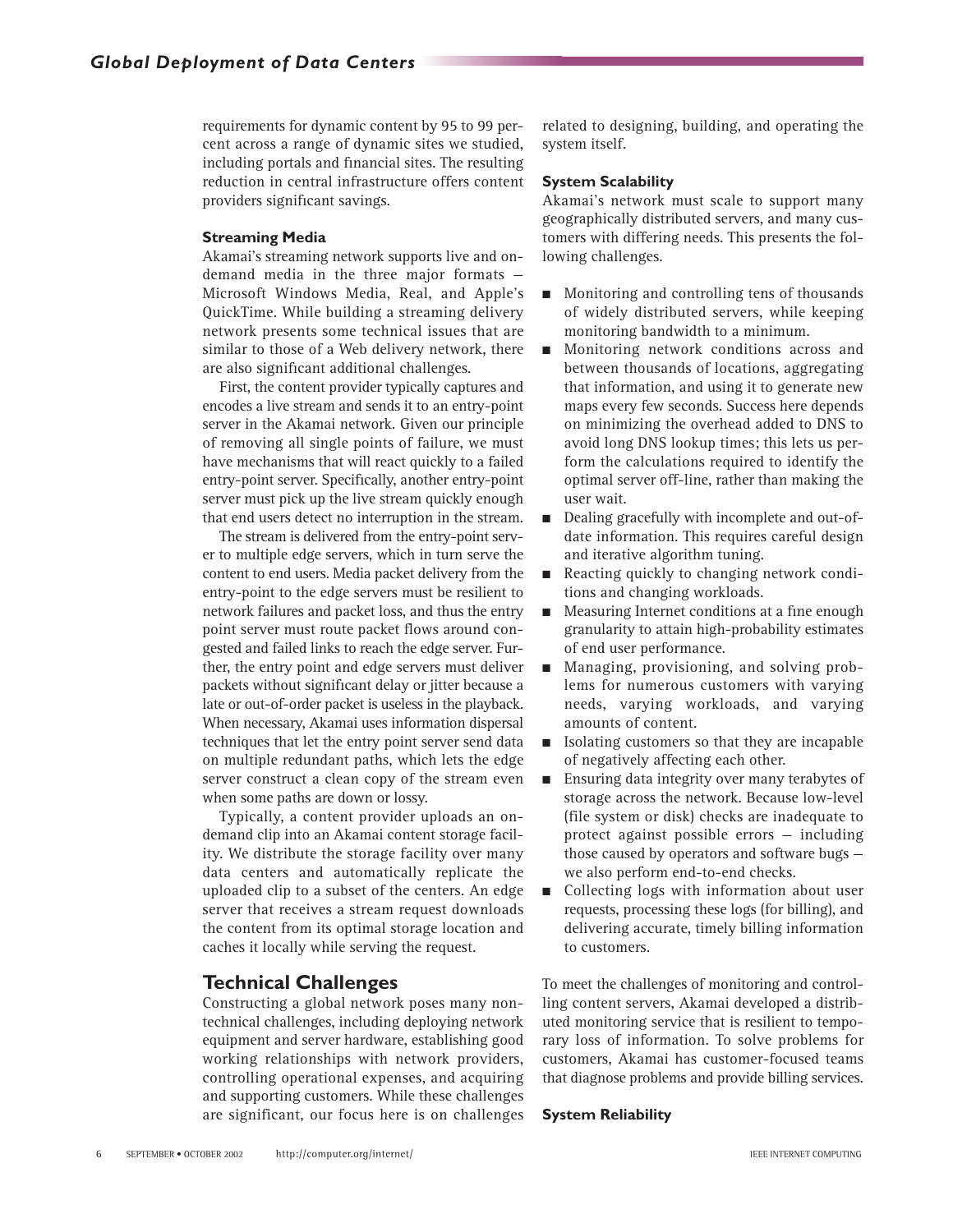requirements for dynamic content by 95 to 99 percent across a range of dynamic sites we studied, including portals and financial sites. The resulting reduction in central infrastructure offers content providers significant savings.

#### Streaming Media

Akamai's streaming network supports live and on-demand media in the three major formats – Microsoft Windows Media, Real, and Apple's QuickTime. While building a streaming delivery network presents some technical issues that are similar to those of a Web delivery network, there are also significant additional challenges.

First, the content provider typically captures and encodes a live stream and sends it to an entry-point server in the Akamai network. Given our principle of removing all single points of failure, we must have mechanisms that will react quickly to a failed entry-point server. Specifically, another entry-point server must pick up the live stream quickly enough that end users detect no interruption in the stream.

The stream is delivered from the entry-point server to multiple edge servers, which in turn serve the content to end users. Media packet delivery from the entry-point to the edge servers must be resilient to network failures and packet loss, and thus the entry point server must route packet flows around congested and failed links to reach the edge server. Further, the entry point and edge servers must deliver packets without significant delay or jitter because a late or out-of-order packet is useless in the playback. When necessary, Akamai uses information dispersal techniques that let the entry point server send data on multiple redundant paths, which lets the edge server construct a clean copy of the stream even when some paths are down or lossy.

Typically, a content provider uploads an on-demand clip into an Akamai content storage facility. We distribute the storage facility over many data centers and automatically replicate the uploaded clip to a subset of the centers. An edge server that receives a stream request downloads the content from its optimal storage location and caches it locally while serving the request.

## Technical Challenges

Constructing a global network poses many non-technical challenges, including deploying network equipment and server hardware, establishing good working relationships with network providers, controlling operational expenses, and acquiring and supporting customers. While these challenges are significant, our focus here is on challenges related to designing, building, and operating the system itself.

#### System Scalability

Akamai's network must scale to support many geographically distributed servers, and many customers with differing needs. This presents the following challenges.

- Monitoring and controlling tens of thousands of widely distributed servers, while keeping monitoring bandwidth to a minimum.
- Monitoring network conditions across and between thousands of locations, aggregating that information, and using it to generate new maps every few seconds. Success here depends on minimizing the overhead added to DNS to avoid long DNS lookup times; this lets us perform the calculations required to identify the optimal server off-line, rather than making the user wait.
- Dealing gracefully with incomplete and out-of-date information. This requires careful design and iterative algorithm tuning.
- Reacting quickly to changing network conditions and changing workloads.
- Measuring Internet conditions at a fine enough granularity to attain high-probability estimates of end user performance.
- Managing, provisioning, and solving problems for numerous customers with varying needs, varying workloads, and varying amounts of content.
- Isolating customers so that they are incapable of negatively affecting each other.
- Ensuring data integrity over many terabytes of storage across the network. Because low-level (file system or disk) checks are inadequate to protect against possible errors – including those caused by operators and software bugs – we also perform end-to-end checks.
- Collecting logs with information about user requests, processing these logs (for billing), and delivering accurate, timely billing information to customers.

To meet the challenges of monitoring and controlling content servers, Akamai developed a distributed monitoring service that is resilient to temporary loss of information. To solve problems for customers, Akamai has customer-focused teams that diagnose problems and provide billing services.

#### System Reliability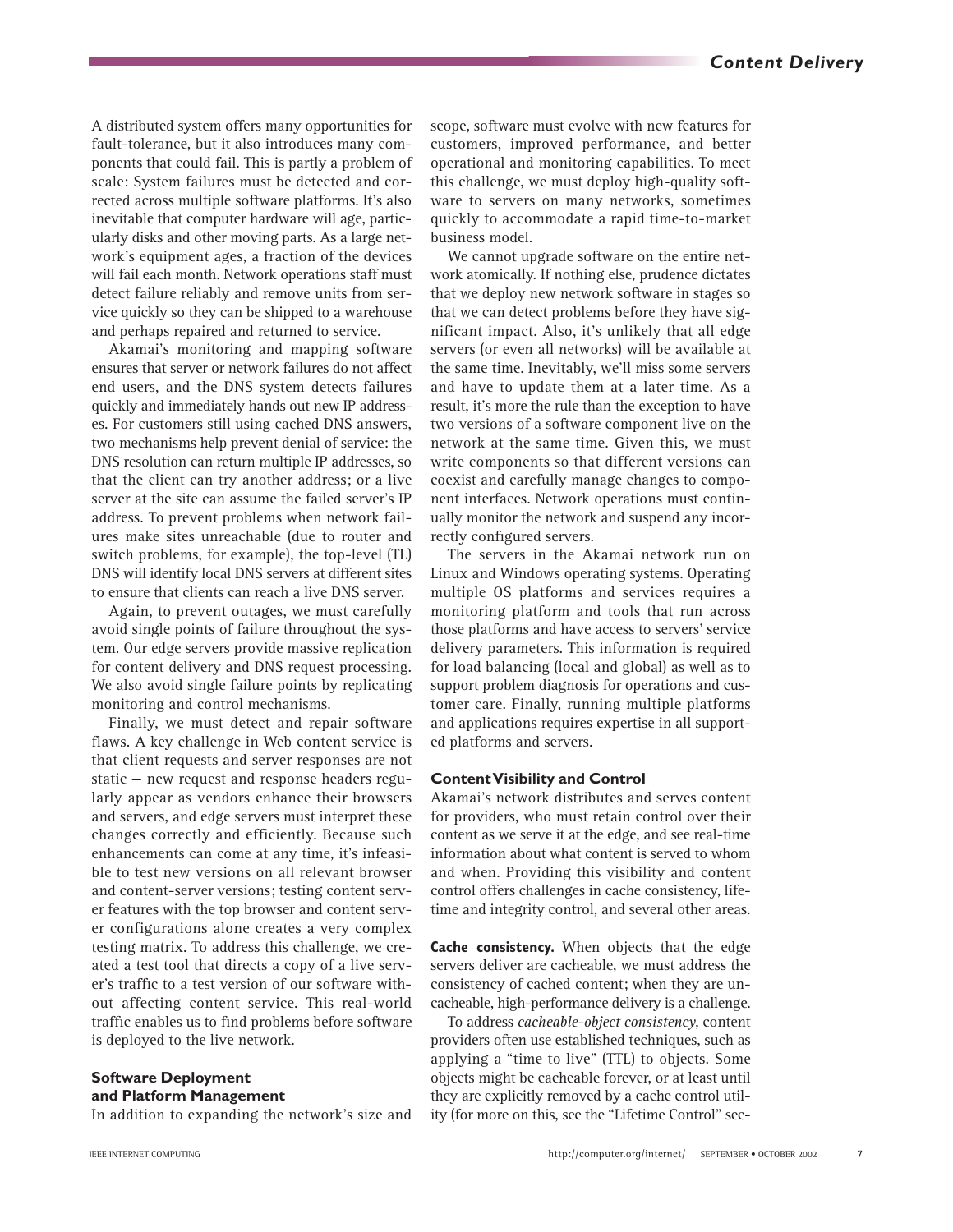A distributed system offers many opportunities for fault-tolerance, but it also introduces many components that could fail. This is partly a problem of scale: System failures must be detected and corrected across multiple software platforms. It's also inevitable that computer hardware will age, particularly disks and other moving parts. As a large network's equipment ages, a fraction of the devices will fail each month. Network operations staff must detect failure reliably and remove units from service quickly so they can be shipped to a warehouse and perhaps repaired and returned to service.

Akamai's monitoring and mapping software ensures that server or network failures do not affect end users, and the DNS system detects failures quickly and immediately hands out new IP addresses. For customers still using cached DNS answers, two mechanisms help prevent denial of service: the DNS resolution can return multiple IP addresses, so that the client can try another address; or a live server at the site can assume the failed server's IP address. To prevent problems when network failures make sites unreachable (due to router and switch problems, for example), the top-level (TL) DNS will identify local DNS servers at different sites to ensure that clients can reach a live DNS server.

Again, to prevent outages, we must carefully avoid single points of failure throughout the system. Our edge servers provide massive replication for content delivery and DNS request processing. We also avoid single failure points by replicating monitoring and control mechanisms.

Finally, we must detect and repair software flaws. A key challenge in Web content service is that client requests and server responses are not static — new request and response headers regularly appear as vendors enhance their browsers and servers, and edge servers must interpret these changes correctly and efficiently. Because such enhancements can come at any time, it's infeasible to test new versions on all relevant browser and content-server versions; testing content server features with the top browser and content server configurations alone creates a very complex testing matrix. To address this challenge, we created a test tool that directs a copy of a live server's traffic to a test version of our software without affecting content service. This real-world traffic enables us to find problems before software is deployed to the live network.

### Software Deployment and Platform Management

In addition to expanding the network's size and scope, software must evolve with new features for customers, improved performance, and better operational and monitoring capabilities. To meet this challenge, we must deploy high-quality software to servers on many networks, sometimes quickly to accommodate a rapid time-to-market business model.

We cannot upgrade software on the entire network atomically. If nothing else, prudence dictates that we deploy new network software in stages so that we can detect problems before they have significant impact. Also, it's unlikely that all edge servers (or even all networks) will be available at the same time. Inevitably, we'll miss some servers and have to update them at a later time. As a result, it's more the rule than the exception to have two versions of a software component live on the network at the same time. Given this, we must write components so that different versions can coexist and carefully manage changes to component interfaces. Network operations must continually monitor the network and suspend any incorrectly configured servers.

The servers in the Akamai network run on Linux and Windows operating systems. Operating multiple OS platforms and services requires a monitoring platform and tools that run across those platforms and have access to servers' service delivery parameters. This information is required for load balancing (local and global) as well as to support problem diagnosis for operations and customer care. Finally, running multiple platforms and applications requires expertise in all supported platforms and servers.

### Content Visibility and Control

Akamai's network distributes and serves content for providers, who must retain control over their content as we serve it at the edge, and see real-time information about what content is served to whom and when. Providing this visibility and content control offers challenges in cache consistency, lifetime and integrity control, and several other areas.

**Cache consistency.** When objects that the edge servers deliver are cacheable, we must address the consistency of cached content; when they are uncacheable, high-performance delivery is a challenge.

To address *cacheable-object consistency*, content providers often use established techniques, such as applying a "time to live" (TTL) to objects. Some objects might be cacheable forever, or at least until they are explicitly removed by a cache control utility (for more on this, see the "Lifetime Control" sec-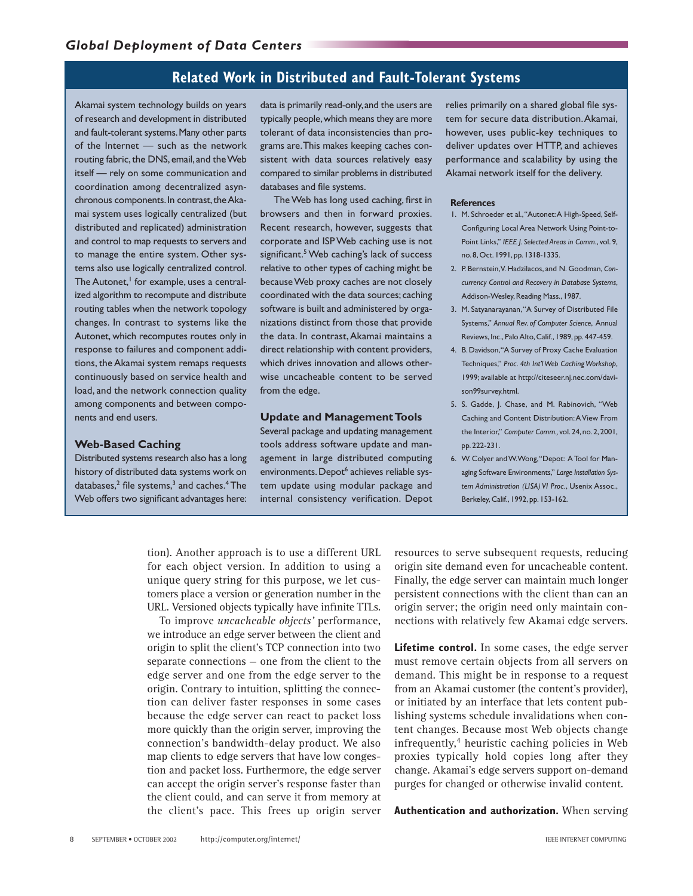## Related Work in Distributed and Fault-Tolerant Systems

Akamai system technology builds on years of research and development in distributed and fault-tolerant systems. Many other parts of the Internet — such as the network routing fabric, the DNS, email, and the Web itself — rely on some communication and coordination among decentralized asynchronous components. In contrast, the Akamai system uses logically centralized (but distributed and replicated) administration and control to map requests to servers and to manage the entire system. Other systems also use logically centralized control. The Autonet,[1] for example, uses a centralized algorithm to recompute and distribute routing tables when the network topology changes. In contrast to systems like the Autonet, which recomputes routes only in response to failures and component additions, the Akamai system remaps requests continuously based on service health and load, and the network connection quality among components and between components and end users.

### Web-Based Caching

Distributed systems research also has a long history of distributed data systems work on databases,[2] file systems,[3] and caches.[4] The Web offers two significant advantages here: data is primarily read-only, and the users are typically people, which means they are more tolerant of data inconsistencies than programs are. This makes keeping caches consistent with data sources relatively easy compared to similar problems in distributed databases and file systems.

The Web has long used caching, first in browsers and then in forward proxies. Recent research, however, suggests that corporate and ISP Web caching use is not significant.[5] Web caching's lack of success relative to other types of caching might be because Web proxy caches are not closely coordinated with the data sources; caching software is built and administered by organizations distinct from those that provide the data. In contrast, Akamai maintains a direct relationship with content providers, which drives innovation and allows otherwise uncacheable content to be served from the edge.

### Update and Management Tools

Several package and updating management tools address software update and management in large distributed computing environments. Depot[6] achieves reliable system update using modular package and internal consistency verification. Depot relies primarily on a shared global file system for secure data distribution. Akamai, however, uses public-key techniques to deliver updates over HTTP, and achieves performance and scalability by using the Akamai network itself for the delivery.

#### References

1. M. Schroeder et al., "Autonet: A High-Speed, Self-Configuring Local Area Network Using Point-to-Point Links," *IEEE J. Selected Areas in Comm.*, vol. 9, no. 8, Oct. 1991, pp. 1318-1335.
2. P. Bernstein, V. Hadzilacos, and N. Goodman, *Concurrency Control and Recovery in Database Systems*, Addison-Wesley, Reading Mass., 1987.
3. M. Satyanarayanan, "A Survey of Distributed File Systems," *Annual Rev. of Computer Science*, Annual Reviews, Inc., Palo Alto, Calif., 1989, pp. 447-459.
4. B. Davidson, "A Survey of Proxy Cache Evaluation Techniques," *Proc. 4th Int'l Web Caching Workshop*, 1999; available at http://citeseer.nj.nec.com/davison99survey.html.
5. S. Gadde, J. Chase, and M. Rabinovich, "Web Caching and Content Distribution: A View From the Interior," *Computer Comm.*, vol. 24, no. 2, 2001, pp. 222-231.
6. W. Colyer and W. Wong, "Depot: A Tool for Managing Software Environments," *Large Installation System Administration (LISA) VI Proc.*, Usenix Assoc., Berkeley, Calif., 1992, pp. 153-162.

---

tion). Another approach is to use a different URL for each object version. In addition to using a unique query string for this purpose, we let customers place a version or generation number in the URL. Versioned objects typically have infinite TTLs.

To improve *uncacheable objects'* performance, we introduce an edge server between the client and origin to split the client's TCP connection into two separate connections – one from the client to the edge server and one from the edge server to the origin. Contrary to intuition, splitting the connection can deliver faster responses in some cases because the edge server can react to packet loss more quickly than the origin server, improving the connection's bandwidth-delay product. We also map clients to edge servers that have low congestion and packet loss. Furthermore, the edge server can accept the origin server's response faster than the client could, and can serve it from memory at the client's pace. This frees up origin server resources to serve subsequent requests, reducing origin site demand even for uncacheable content. Finally, the edge server can maintain much longer persistent connections with the client than can an origin server; the origin need only maintain connections with relatively few Akamai edge servers.

**Lifetime control.** In some cases, the edge server must remove certain objects from all servers on demand. This might be in response to a request from an Akamai customer (the content's provider), or initiated by an interface that lets content publishing systems schedule invalidations when content changes. Because most Web objects change infrequently,[4] heuristic caching policies in Web proxies typically hold copies long after they change. Akamai's edge servers support on-demand purges for changed or otherwise invalid content.

**Authentication and authorization.** When serving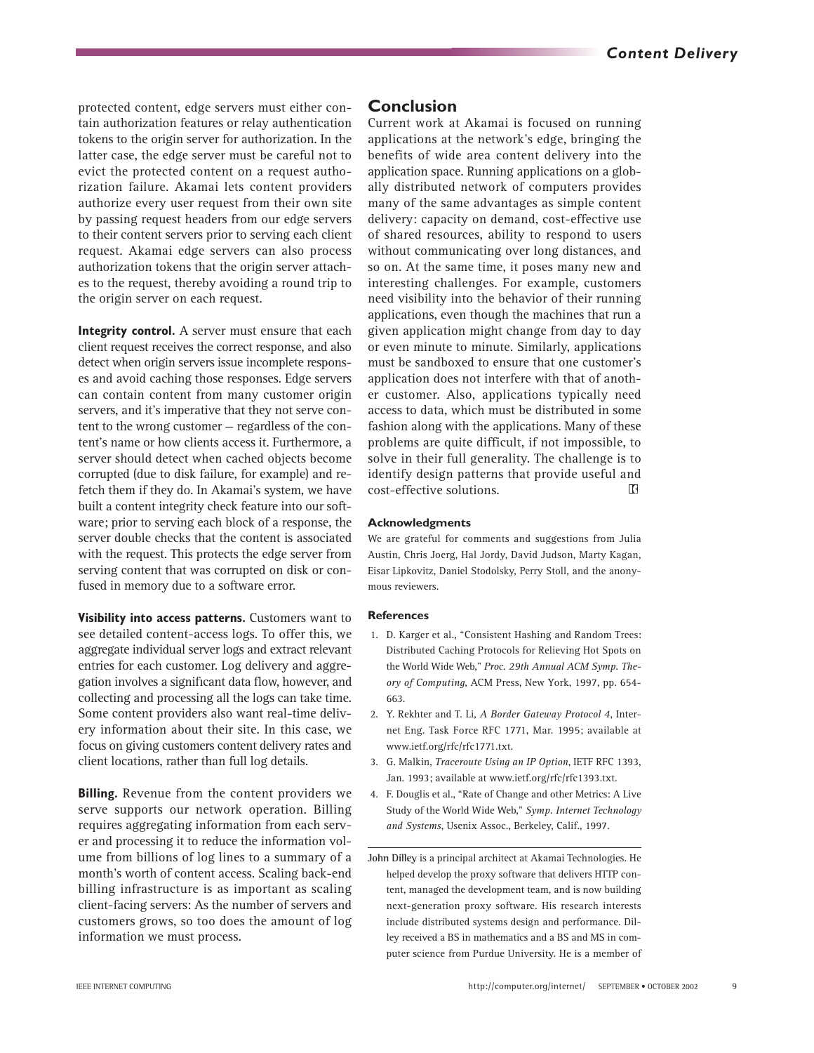protected content, edge servers must either contain authorization features or relay authentication tokens to the origin server for authorization. In the latter case, the edge server must be careful not to evict the protected content on a request authorization failure. Akamai lets content providers authorize every user request from their own site by passing request headers from our edge servers to their content servers prior to serving each client request. Akamai edge servers can also process authorization tokens that the origin server attaches to the request, thereby avoiding a round trip to the origin server on each request.

**Integrity control.** A server must ensure that each client request receives the correct response, and also detect when origin servers issue incomplete responses and avoid caching those responses. Edge servers can contain content from many customer origin servers, and it's imperative that they not serve content to the wrong customer — regardless of the content's name or how clients access it. Furthermore, a server should detect when cached objects become corrupted (due to disk failure, for example) and refetch them if they do. In Akamai's system, we have built a content integrity check feature into our software; prior to serving each block of a response, the server double checks that the content is associated with the request. This protects the edge server from serving content that was corrupted on disk or confused in memory due to a software error.

**Visibility into access patterns.** Customers want to see detailed content-access logs. To offer this, we aggregate individual server logs and extract relevant entries for each customer. Log delivery and aggregation involves a significant data flow, however, and collecting and processing all the logs can take time. Some content providers also want real-time delivery information about their site. In this case, we focus on giving customers content delivery rates and client locations, rather than full log details.

**Billing.** Revenue from the content providers we serve supports our network operation. Billing requires aggregating information from each server and processing it to reduce the information volume from billions of log lines to a summary of a month's worth of content access. Scaling back-end billing infrastructure is as important as scaling client-facing servers: As the number of servers and customers grows, so too does the amount of log information we must process.

## Conclusion

Current work at Akamai is focused on running applications at the network's edge, bringing the benefits of wide area content delivery into the application space. Running applications on a globally distributed network of computers provides many of the same advantages as simple content delivery: capacity on demand, cost-effective use of shared resources, ability to respond to users without communicating over long distances, and so on. At the same time, it poses many new and interesting challenges. For example, customers need visibility into the behavior of their running applications, even though the machines that run a given application might change from day to day or even minute to minute. Similarly, applications must be sandboxed to ensure that one customer's application does not interfere with that of another customer. Also, applications typically need access to data, which must be distributed in some fashion along with the applications. Many of these problems are quite difficult, if not impossible, to solve in their full generality. The challenge is to identify design patterns that provide useful and cost-effective solutions.

#### Acknowledgments

We are grateful for comments and suggestions from Julia Austin, Chris Joerg, Hal Jordy, David Judson, Marty Kagan, Eisar Lipkovitz, Daniel Stodolsky, Perry Stoll, and the anonymous reviewers.

#### References

1. D. Karger et al., "Consistent Hashing and Random Trees: Distributed Caching Protocols for Relieving Hot Spots on the World Wide Web," *Proc. 29th Annual ACM Symp. Theory of Computing*, ACM Press, New York, 1997, pp. 654-663.
2. Y. Rekhter and T. Li, *A Border Gateway Protocol 4*, Internet Eng. Task Force RFC 1771, Mar. 1995; available at www.ietf.org/rfc/rfc1771.txt.
3. G. Malkin, *Traceroute Using an IP Option*, IETF RFC 1393, Jan. 1993; available at www.ietf.org/rfc/rfc1393.txt.
4. F. Douglis et al., "Rate of Change and other Metrics: A Live Study of the World Wide Web," *Symp. Internet Technology and Systems*, Usenix Assoc., Berkeley, Calif., 1997.

**John Dilley** is a principal architect at Akamai Technologies. He helped develop the proxy software that delivers HTTP content, managed the development team, and is now building next-generation proxy software. His research interests include distributed systems design and performance. Dilley received a BS in mathematics and a BS and MS in computer science from Purdue University. He is a member of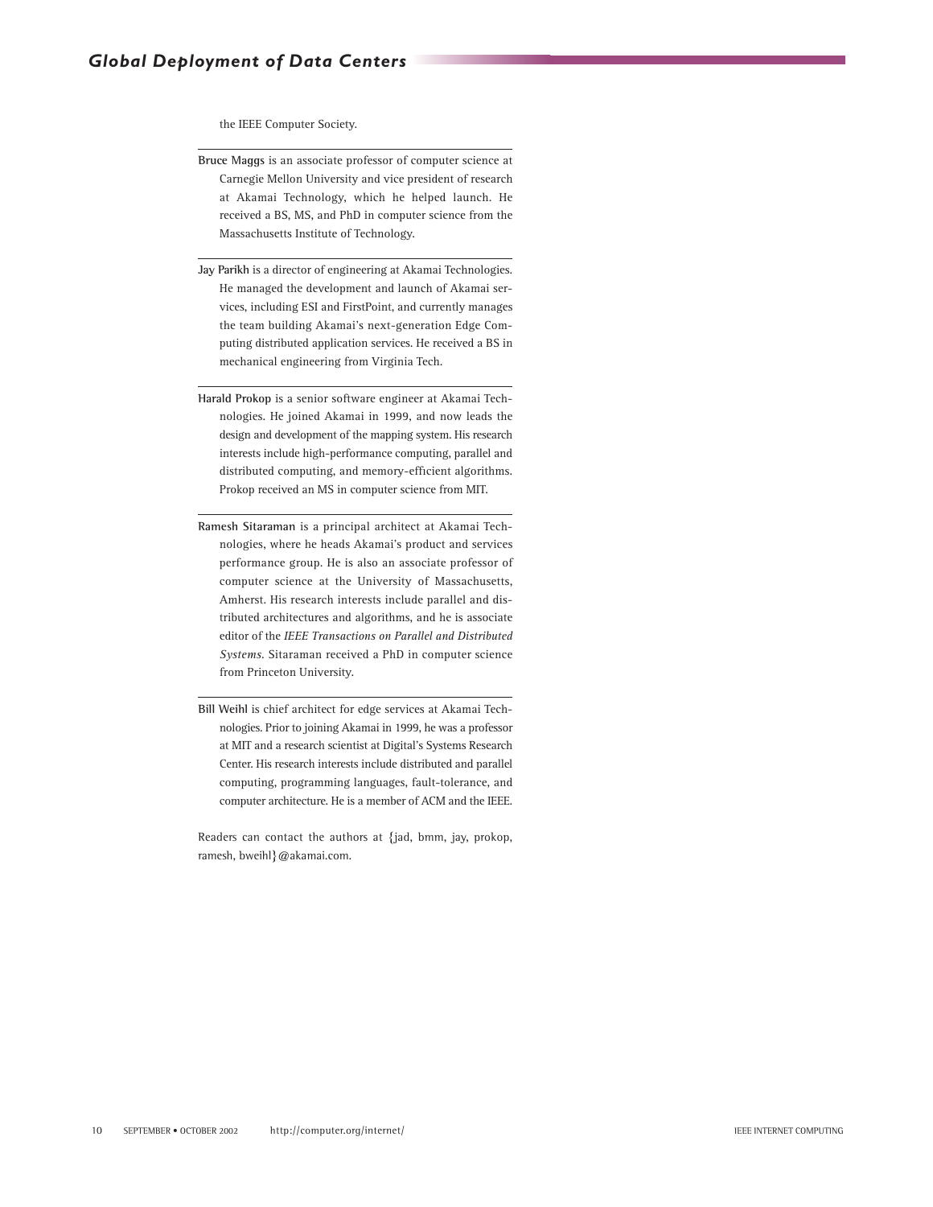the IEEE Computer Society.

**Bruce Maggs** is an associate professor of computer science at Carnegie Mellon University and vice president of research at Akamai Technology, which he helped launch. He received a BS, MS, and PhD in computer science from the Massachusetts Institute of Technology.

**Jay Parikh** is a director of engineering at Akamai Technologies. He managed the development and launch of Akamai services, including ESI and FirstPoint, and currently manages the team building Akamai's next-generation Edge Computing distributed application services. He received a BS in mechanical engineering from Virginia Tech.

**Harald Prokop** is a senior software engineer at Akamai Technologies. He joined Akamai in 1999, and now leads the design and development of the mapping system. His research interests include high-performance computing, parallel and distributed computing, and memory-efficient algorithms. Prokop received an MS in computer science from MIT.

**Ramesh Sitaraman** is a principal architect at Akamai Technologies, where he heads Akamai's product and services performance group. He is also an associate professor of computer science at the University of Massachusetts, Amherst. His research interests include parallel and distributed architectures and algorithms, and he is associate editor of the *IEEE Transactions on Parallel and Distributed Systems*. Sitaraman received a PhD in computer science from Princeton University.

**Bill Weihl** is chief architect for edge services at Akamai Technologies. Prior to joining Akamai in 1999, he was a professor at MIT and a research scientist at Digital's Systems Research Center. His research interests include distributed and parallel computing, programming languages, fault-tolerance, and computer architecture. He is a member of ACM and the IEEE.

Readers can contact the authors at {jad, bmm, jay, prokop, ramesh, bweihl}@akamai.com.